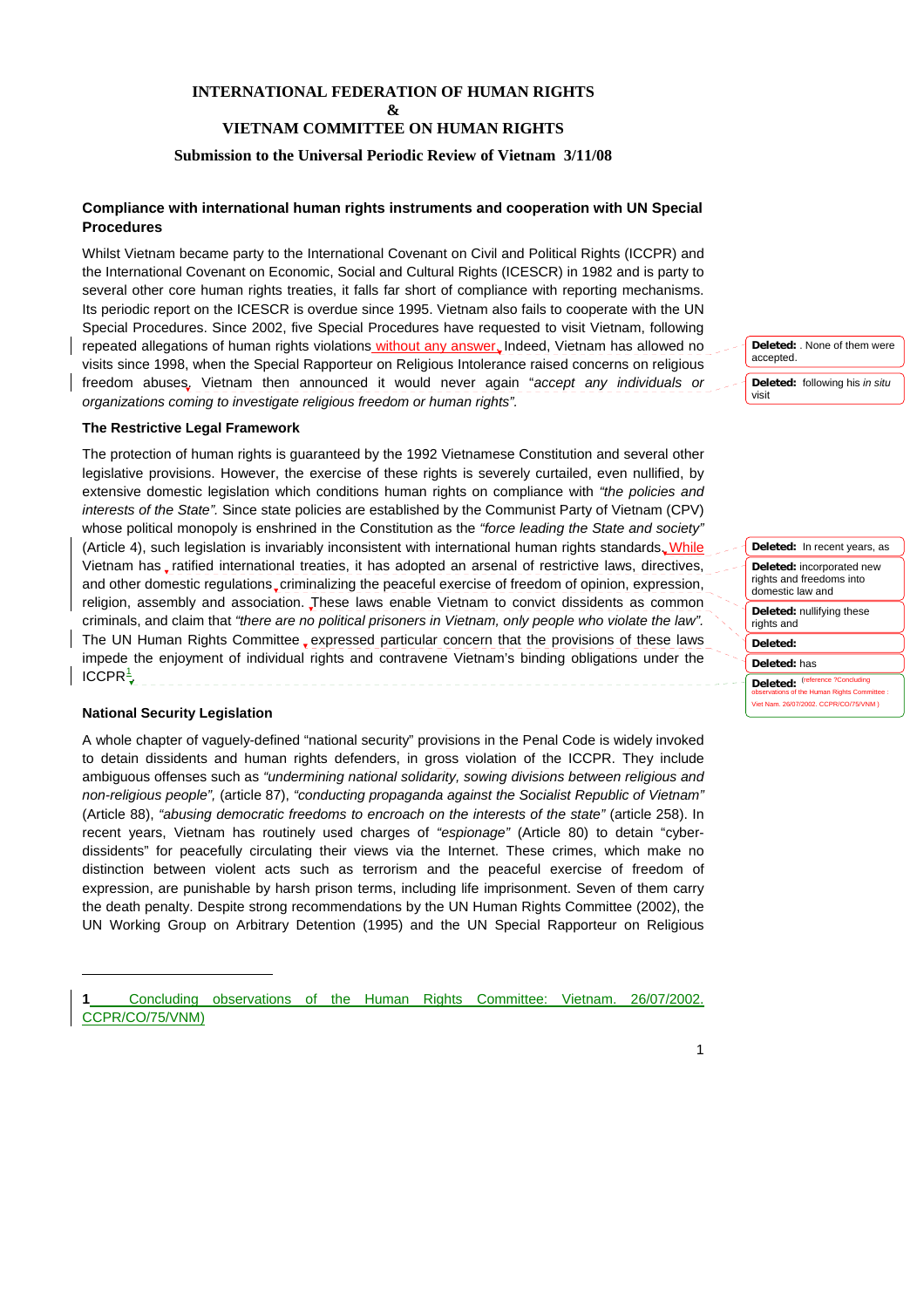**INTERNATIONAL FEDERATION OF HUMAN RIGHTS**
**&**
**VIETNAM COMMITTEE ON HUMAN RIGHTS**

**Submission to the Universal Periodic Review of Vietnam 3/11/08**

## Compliance with international human rights instruments and cooperation with UN Special Procedures

Whilst Vietnam became party to the International Covenant on Civil and Political Rights (ICCPR) and the International Covenant on Economic, Social and Cultural Rights (ICESCR) in 1982 and is party to several other core human rights treaties, it falls far short of compliance with reporting mechanisms. Its periodic report on the ICESCR is overdue since 1995. Vietnam also fails to cooperate with the UN Special Procedures. Since 2002, five Special Procedures have requested to visit Vietnam, following repeated allegations of human rights violations without any answer. Indeed, Vietnam has allowed no visits since 1998, when the Special Rapporteur on Religious Intolerance raised concerns on religious freedom abuses. Vietnam then announced it would never again "*accept any individuals or organizations coming to investigate religious freedom or human rights"*.

### The Restrictive Legal Framework

The protection of human rights is guaranteed by the 1992 Vietnamese Constitution and several other legislative provisions. However, the exercise of these rights is severely curtailed, even nullified, by extensive domestic legislation which conditions human rights on compliance with *"the policies and interests of the State"*. Since state policies are established by the Communist Party of Vietnam (CPV) whose political monopoly is enshrined in the Constitution as the *"force leading the State and society"* (Article 4), such legislation is invariably inconsistent with international human rights standards. While Vietnam has ratified international treaties, it has adopted an arsenal of restrictive laws, directives, and other domestic regulations criminalizing the peaceful exercise of freedom of opinion, expression, religion, assembly and association. These laws enable Vietnam to convict dissidents as common criminals, and claim that *"there are no political prisoners in Vietnam, only people who violate the law"*. The UN Human Rights Committee expressed particular concern that the provisions of these laws impede the enjoyment of individual rights and contravene Vietnam's binding obligations under the ICCPR[1].

### National Security Legislation

A whole chapter of vaguely-defined "national security" provisions in the Penal Code is widely invoked to detain dissidents and human rights defenders, in gross violation of the ICCPR. They include ambiguous offenses such as *"undermining national solidarity, sowing divisions between religious and non-religious people",* (article 87), *"conducting propaganda against the Socialist Republic of Vietnam"* (Article 88), *"abusing democratic freedoms to encroach on the interests of the state"* (article 258). In recent years, Vietnam has routinely used charges of *"espionage"* (Article 80) to detain "cyber-dissidents" for peacefully circulating their views via the Internet. These crimes, which make no distinction between violent acts such as terrorism and the peaceful exercise of freedom of expression, are punishable by harsh prison terms, including life imprisonment. Seven of them carry the death penalty. Despite strong recommendations by the UN Human Rights Committee (2002), the UN Working Group on Arbitrary Detention (1995) and the UN Special Rapporteur on Religious

---

1 Concluding observations of the Human Rights Committee: Vietnam. 26/07/2002. CCPR/CO/75/VNM)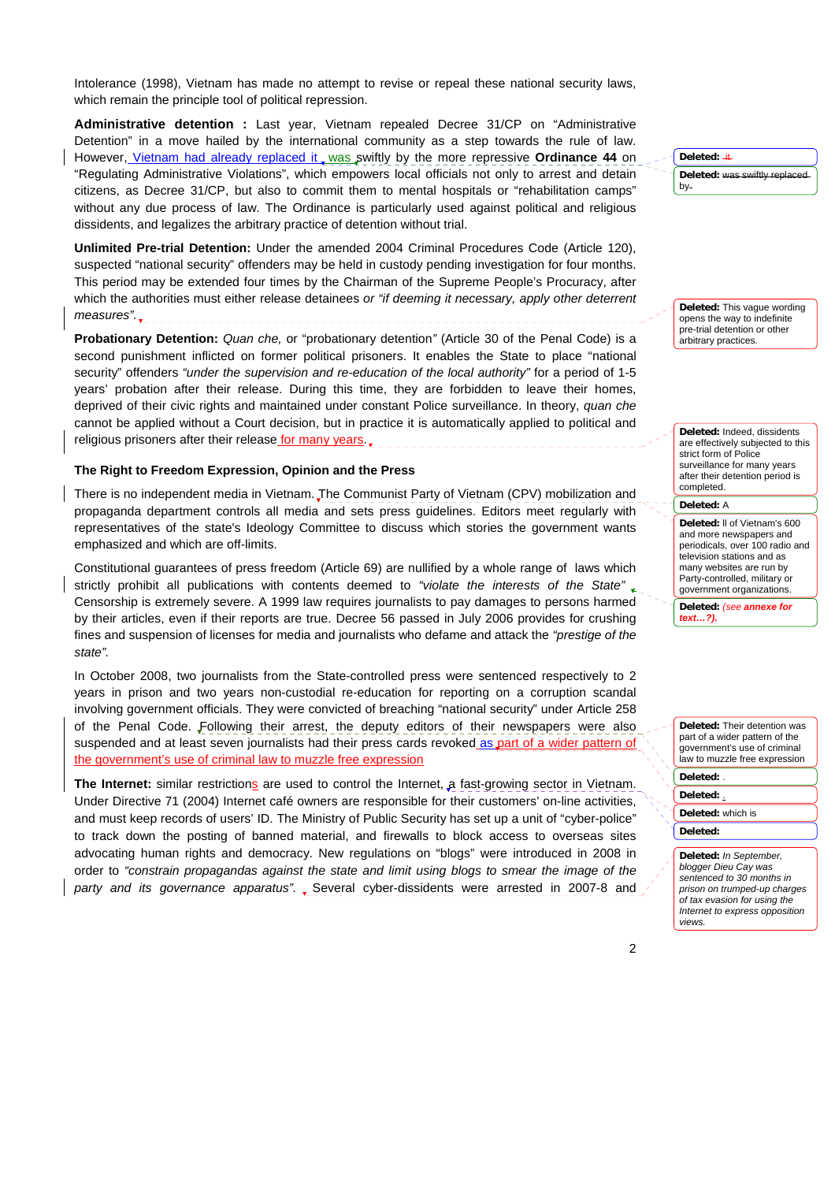Intolerance (1998), Vietnam has made no attempt to revise or repeal these national security laws, which remain the principle tool of political repression.

**Administrative detention :** Last year, Vietnam repealed Decree 31/CP on "Administrative Detention" in a move hailed by the international community as a step towards the rule of law. However, Vietnam had already replaced it , was swiftly by the more repressive **Ordinance 44** on "Regulating Administrative Violations", which empowers local officials not only to arrest and detain citizens, as Decree 31/CP, but also to commit them to mental hospitals or "rehabilitation camps" without any due process of law. The Ordinance is particularly used against political and religious dissidents, and legalizes the arbitrary practice of detention without trial.

**Unlimited Pre-trial Detention:** Under the amended 2004 Criminal Procedures Code (Article 120), suspected "national security" offenders may be held in custody pending investigation for four months. This period may be extended four times by the Chairman of the Supreme People's Procuracy, after which the authorities must either release detainees *or "if deeming it necessary, apply other deterrent measures"*.

**Probationary Detention:** *Quan che,* or "probationary detention" (Article 30 of the Penal Code) is a second punishment inflicted on former political prisoners. It enables the State to place "national security" offenders *"under the supervision and re-education of the local authority"* for a period of 1-5 years' probation after their release. During this time, they are forbidden to leave their homes, deprived of their civic rights and maintained under constant Police surveillance. In theory, *quan che* cannot be applied without a Court decision, but in practice it is automatically applied to political and religious prisoners after their release for many years.

### The Right to Freedom Expression, Opinion and the Press

There is no independent media in Vietnam. The Communist Party of Vietnam (CPV) mobilization and propaganda department controls all media and sets press guidelines. Editors meet regularly with representatives of the state's Ideology Committee to discuss which stories the government wants emphasized and which are off-limits.

Constitutional guarantees of press freedom (Article 69) are nullified by a whole range of laws which strictly prohibit all publications with contents deemed to *"violate the interests of the State"*. Censorship is extremely severe. A 1999 law requires journalists to pay damages to persons harmed by their articles, even if their reports are true. Decree 56 passed in July 2006 provides for crushing fines and suspension of licenses for media and journalists who defame and attack the *"prestige of the state".*

In October 2008, two journalists from the State-controlled press were sentenced respectively to 2 years in prison and two years non-custodial re-education for reporting on a corruption scandal involving government officials. They were convicted of breaching "national security" under Article 258 of the Penal Code. Following their arrest, the deputy editors of their newspapers were also suspended and at least seven journalists had their press cards revoked as part of a wider pattern of the government's use of criminal law to muzzle free expression

**The Internet:** similar restrictions are used to control the Internet, a fast-growing sector in Vietnam. Under Directive 71 (2004) Internet café owners are responsible for their customers' on-line activities, and must keep records of users' ID. The Ministry of Public Security has set up a unit of "cyber-police" to track down the posting of banned material, and firewalls to block access to overseas sites advocating human rights and democracy. New regulations on "blogs" were introduced in 2008 in order to *"constrain propagandas against the state and limit using blogs to smear the image of the party and its governance apparatus".* Several cyber-dissidents were arrested in 2007-8 and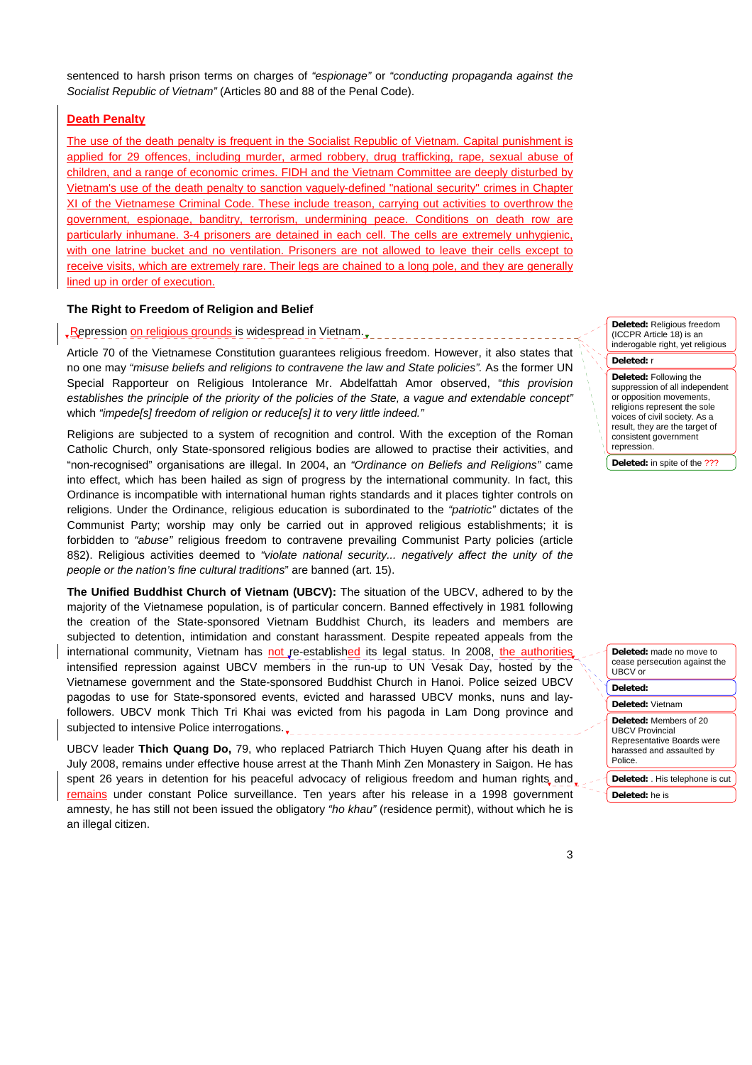sentenced to harsh prison terms on charges of *"espionage"* or *"conducting propaganda against the Socialist Republic of Vietnam"* (Articles 80 and 88 of the Penal Code).

### Death Penalty

The use of the death penalty is frequent in the Socialist Republic of Vietnam. Capital punishment is applied for 29 offences, including murder, armed robbery, drug trafficking, rape, sexual abuse of children, and a range of economic crimes. FIDH and the Vietnam Committee are deeply disturbed by Vietnam's use of the death penalty to sanction vaguely-defined "national security" crimes in Chapter XI of the Vietnamese Criminal Code. These include treason, carrying out activities to overthrow the government, espionage, banditry, terrorism, undermining peace. Conditions on death row are particularly inhumane. 3-4 prisoners are detained in each cell. The cells are extremely unhygienic, with one latrine bucket and no ventilation. Prisoners are not allowed to leave their cells except to receive visits, which are extremely rare. Their legs are chained to a long pole, and they are generally lined up in order of execution.

### The Right to Freedom of Religion and Belief

Repression on religious grounds is widespread in Vietnam.

Article 70 of the Vietnamese Constitution guarantees religious freedom. However, it also states that no one may *"misuse beliefs and religions to contravene the law and State policies"*. As the former UN Special Rapporteur on Religious Intolerance Mr. Abdelfattah Amor observed, "*this provision establishes the principle of the priority of the policies of the State, a vague and extendable concept"* which *"impede[s] freedom of religion or reduce[s] it to very little indeed."*

Religions are subjected to a system of recognition and control. With the exception of the Roman Catholic Church, only State-sponsored religious bodies are allowed to practise their activities, and "non-recognised" organisations are illegal. In 2004, an *"Ordinance on Beliefs and Religions"* came into effect, which has been hailed as sign of progress by the international community. In fact, this Ordinance is incompatible with international human rights standards and it places tighter controls on religions. Under the Ordinance, religious education is subordinated to the *"patriotic"* dictates of the Communist Party; worship may only be carried out in approved religious establishments; it is forbidden to *"abuse"* religious freedom to contravene prevailing Communist Party policies (article 8§2). Religious activities deemed to *"violate national security... negatively affect the unity of the people or the nation's fine cultural traditions*" are banned (art. 15).

**The Unified Buddhist Church of Vietnam (UBCV):** The situation of the UBCV, adhered to by the majority of the Vietnamese population, is of particular concern. Banned effectively in 1981 following the creation of the State-sponsored Vietnam Buddhist Church, its leaders and members are subjected to detention, intimidation and constant harassment. Despite repeated appeals from the international community, Vietnam has not re-established its legal status. In 2008, the authorities intensified repression against UBCV members in the run-up to UN Vesak Day, hosted by the Vietnamese government and the State-sponsored Buddhist Church in Hanoi. Police seized UBCV pagodas to use for State-sponsored events, evicted and harassed UBCV monks, nuns and lay-followers. UBCV monk Thich Tri Khai was evicted from his pagoda in Lam Dong province and subjected to intensive Police interrogations.

UBCV leader **Thich Quang Do,** 79, who replaced Patriarch Thich Huyen Quang after his death in July 2008, remains under effective house arrest at the Thanh Minh Zen Monastery in Saigon. He has spent 26 years in detention for his peaceful advocacy of religious freedom and human rights and remains under constant Police surveillance. Ten years after his release in a 1998 government amnesty, he has still not been issued the obligatory *"ho khau"* (residence permit), without which he is an illegal citizen.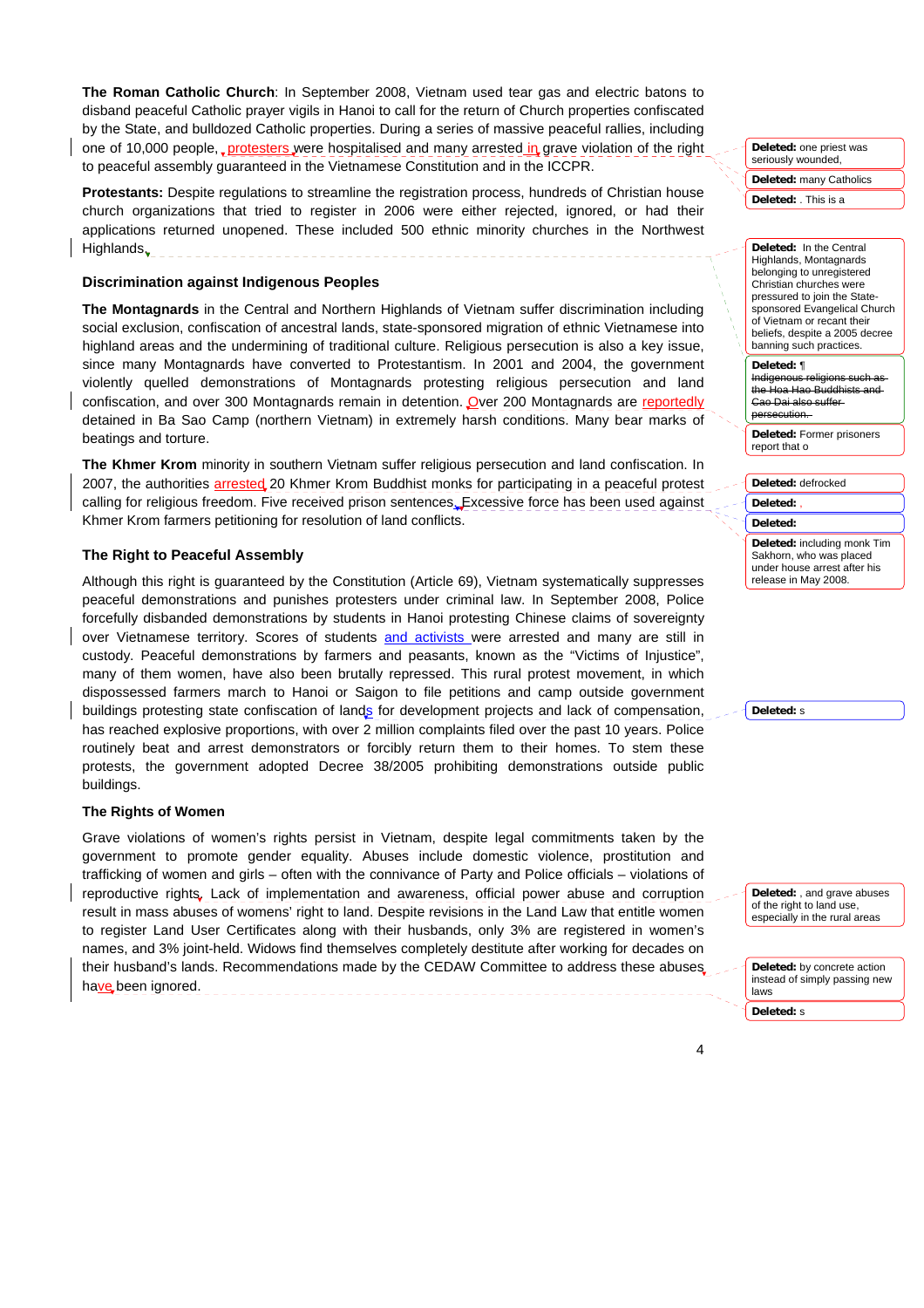**The Roman Catholic Church**: In September 2008, Vietnam used tear gas and electric batons to disband peaceful Catholic prayer vigils in Hanoi to call for the return of Church properties confiscated by the State, and bulldozed Catholic properties. During a series of massive peaceful rallies, including one of 10,000 people, protesters were hospitalised and many arrested in grave violation of the right to peaceful assembly guaranteed in the Vietnamese Constitution and in the ICCPR.

**Protestants:** Despite regulations to streamline the registration process, hundreds of Christian house church organizations that tried to register in 2006 were either rejected, ignored, or had their applications returned unopened. These included 500 ethnic minority churches in the Northwest Highlands.

### Discrimination against Indigenous Peoples

**The Montagnards** in the Central and Northern Highlands of Vietnam suffer discrimination including social exclusion, confiscation of ancestral lands, state-sponsored migration of ethnic Vietnamese into highland areas and the undermining of traditional culture. Religious persecution is also a key issue, since many Montagnards have converted to Protestantism. In 2001 and 2004, the government violently quelled demonstrations of Montagnards protesting religious persecution and land confiscation, and over 300 Montagnards remain in detention. Over 200 Montagnards are reportedly detained in Ba Sao Camp (northern Vietnam) in extremely harsh conditions. Many bear marks of beatings and torture.

**The Khmer Krom** minority in southern Vietnam suffer religious persecution and land confiscation. In 2007, the authorities arrested 20 Khmer Krom Buddhist monks for participating in a peaceful protest calling for religious freedom. Five received prison sentences. Excessive force has been used against Khmer Krom farmers petitioning for resolution of land conflicts.

### The Right to Peaceful Assembly

Although this right is guaranteed by the Constitution (Article 69), Vietnam systematically suppresses peaceful demonstrations and punishes protesters under criminal law. In September 2008, Police forcefully disbanded demonstrations by students in Hanoi protesting Chinese claims of sovereignty over Vietnamese territory. Scores of students and activists were arrested and many are still in custody. Peaceful demonstrations by farmers and peasants, known as the "Victims of Injustice", many of them women, have also been brutally repressed. This rural protest movement, in which dispossessed farmers march to Hanoi or Saigon to file petitions and camp outside government buildings protesting state confiscation of lands for development projects and lack of compensation, has reached explosive proportions, with over 2 million complaints filed over the past 10 years. Police routinely beat and arrest demonstrators or forcibly return them to their homes. To stem these protests, the government adopted Decree 38/2005 prohibiting demonstrations outside public buildings.

### The Rights of Women

Grave violations of women's rights persist in Vietnam, despite legal commitments taken by the government to promote gender equality. Abuses include domestic violence, prostitution and trafficking of women and girls – often with the connivance of Party and Police officials – violations of reproductive rights. Lack of implementation and awareness, official power abuse and corruption result in mass abuses of womens' right to land. Despite revisions in the Land Law that entitle women to register Land User Certificates along with their husbands, only 3% are registered in women's names, and 3% joint-held. Widows find themselves completely destitute after working for decades on their husband's lands. Recommendations made by the CEDAW Committee to address these abuses have been ignored.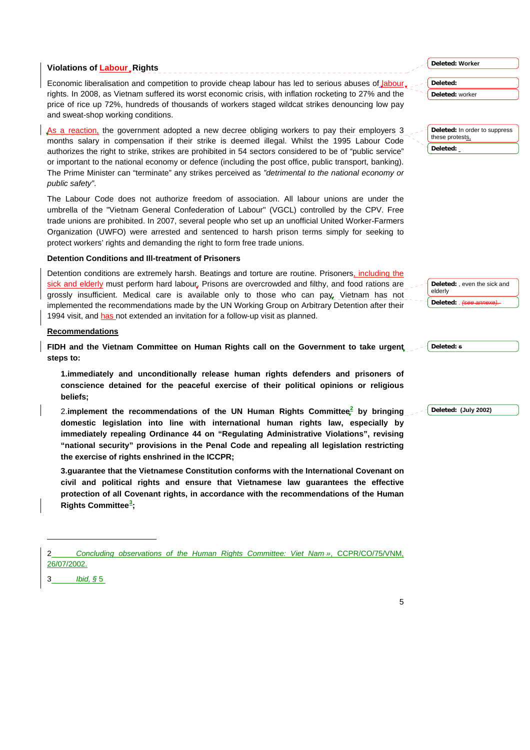### Violations of Labour Rights

Economic liberalisation and competition to provide cheap labour has led to serious abuses of labour rights. In 2008, as Vietnam suffered its worst economic crisis, with inflation rocketing to 27% and the price of rice up 72%, hundreds of thousands of workers staged wildcat strikes denouncing low pay and sweat-shop working conditions.

As a reaction, the government adopted a new decree obliging workers to pay their employers 3 months salary in compensation if their strike is deemed illegal. Whilst the 1995 Labour Code authorizes the right to strike, strikes are prohibited in 54 sectors considered to be of "public service" or important to the national economy or defence (including the post office, public transport, banking). The Prime Minister can "terminate" any strikes perceived as *"detrimental to the national economy or public safety"*.

The Labour Code does not authorize freedom of association. All labour unions are under the umbrella of the "Vietnam General Confederation of Labour" (VGCL) controlled by the CPV. Free trade unions are prohibited. In 2007, several people who set up an unofficial United Worker-Farmers Organization (UWFO) were arrested and sentenced to harsh prison terms simply for seeking to protect workers' rights and demanding the right to form free trade unions.

### Detention Conditions and Ill-treatment of Prisoners

Detention conditions are extremely harsh. Beatings and torture are routine. Prisoners, including the sick and elderly must perform hard labour. Prisons are overcrowded and filthy, and food rations are grossly insufficient. Medical care is available only to those who can pay. Vietnam has not implemented the recommendations made by the UN Working Group on Arbitrary Detention after their 1994 visit, and has not extended an invitation for a follow-up visit as planned.

### Recommendations

**FIDH and the Vietnam Committee on Human Rights call on the Government to take urgent steps to:**

1. **immediately and unconditionally release human rights defenders and prisoners of conscience detained for the peaceful exercise of their political opinions or religious beliefs;**

2. **implement the recommendations of the UN Human Rights Committee[2] by bringing domestic legislation into line with international human rights law, especially by immediately repealing Ordinance 44 on "Regulating Administrative Violations", revising "national security" provisions in the Penal Code and repealing all legislation restricting the exercise of rights enshrined in the ICCPR;**

3. **guarantee that the Vietnamese Constitution conforms with the International Covenant on civil and political rights and ensure that Vietnamese law guarantees the effective protection of all Covenant rights, in accordance with the recommendations of the Human Rights Committee[3];**

---

2 *Concluding observations of the Human Rights Committee: Viet Nam »*, CCPR/CO/75/VNM, 26/07/2002.

3 *Ibid*, § 5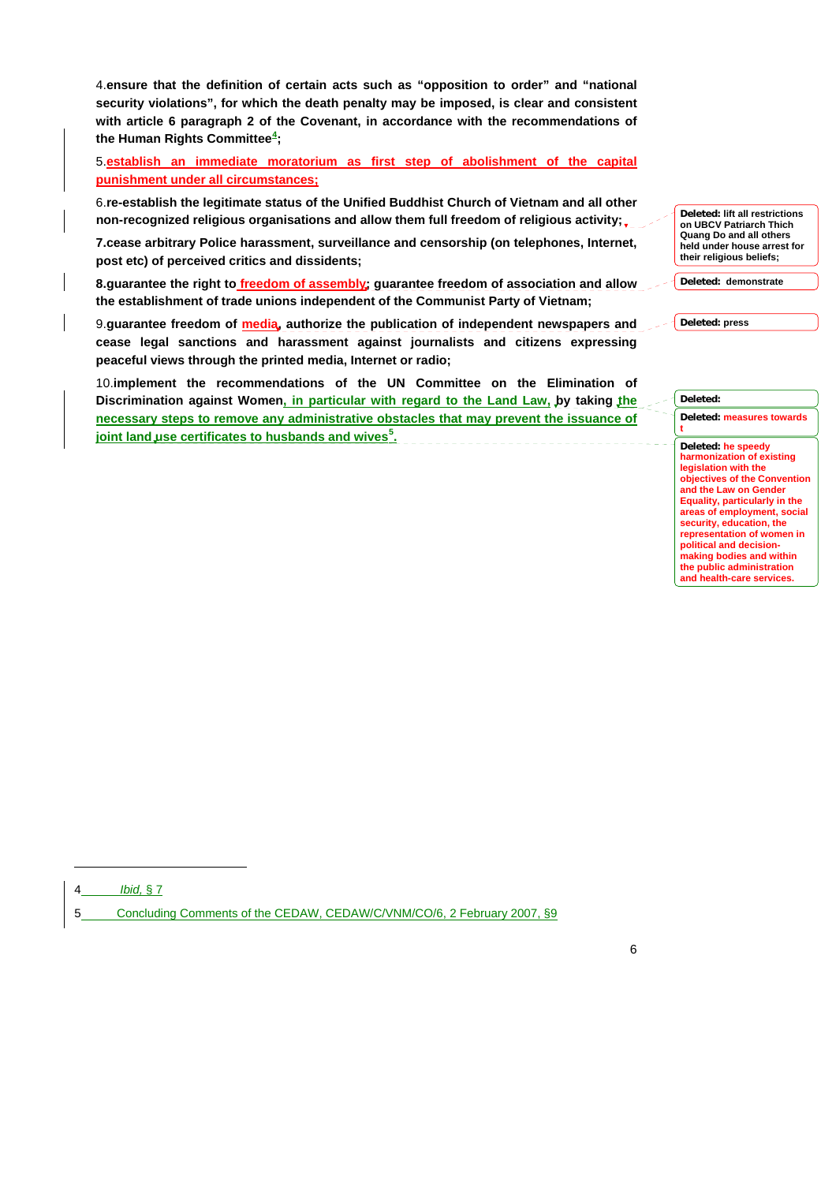4. **ensure that the definition of certain acts such as "opposition to order" and "national security violations", for which the death penalty may be imposed, is clear and consistent with article 6 paragraph 2 of the Covenant, in accordance with the recommendations of the Human Rights Committee**[4]**;**

5. **establish an immediate moratorium as first step of abolishment of the capital punishment under all circumstances;**

6. **re-establish the legitimate status of the Unified Buddhist Church of Vietnam and all other non-recognized religious organisations and allow them full freedom of religious activity;**

**7. cease arbitrary Police harassment, surveillance and censorship (on telephones, Internet, post etc) of perceived critics and dissidents;**

**8. guarantee the right to freedom of assembly; guarantee freedom of association and allow the establishment of trade unions independent of the Communist Party of Vietnam;**

9. **guarantee freedom of media, authorize the publication of independent newspapers and cease legal sanctions and harassment against journalists and citizens expressing peaceful views through the printed media, Internet or radio;**

10. **implement the recommendations of the UN Committee on the Elimination of Discrimination against Women, in particular with regard to the Land Law, by taking the necessary steps to remove any administrative obstacles that may prevent the issuance of joint land use certificates to husbands and wives**[5]**.**

Deleted: lift all restrictions on UBCV Patriarch Thich Quang Do and all others held under house arrest for their religious beliefs;

Deleted: demonstrate

Deleted: press

Deleted:

Deleted: measures towards t

Deleted: he speedy harmonization of existing legislation with the objectives of the Convention and the Law on Gender Equality, particularly in the areas of employment, social security, education, the representation of women in political and decision-making bodies and within the public administration and health-care services.

---

4 *Ibid*, § 7

5 Concluding Comments of the CEDAW, CEDAW/C/VNM/CO/6, 2 February 2007, §9